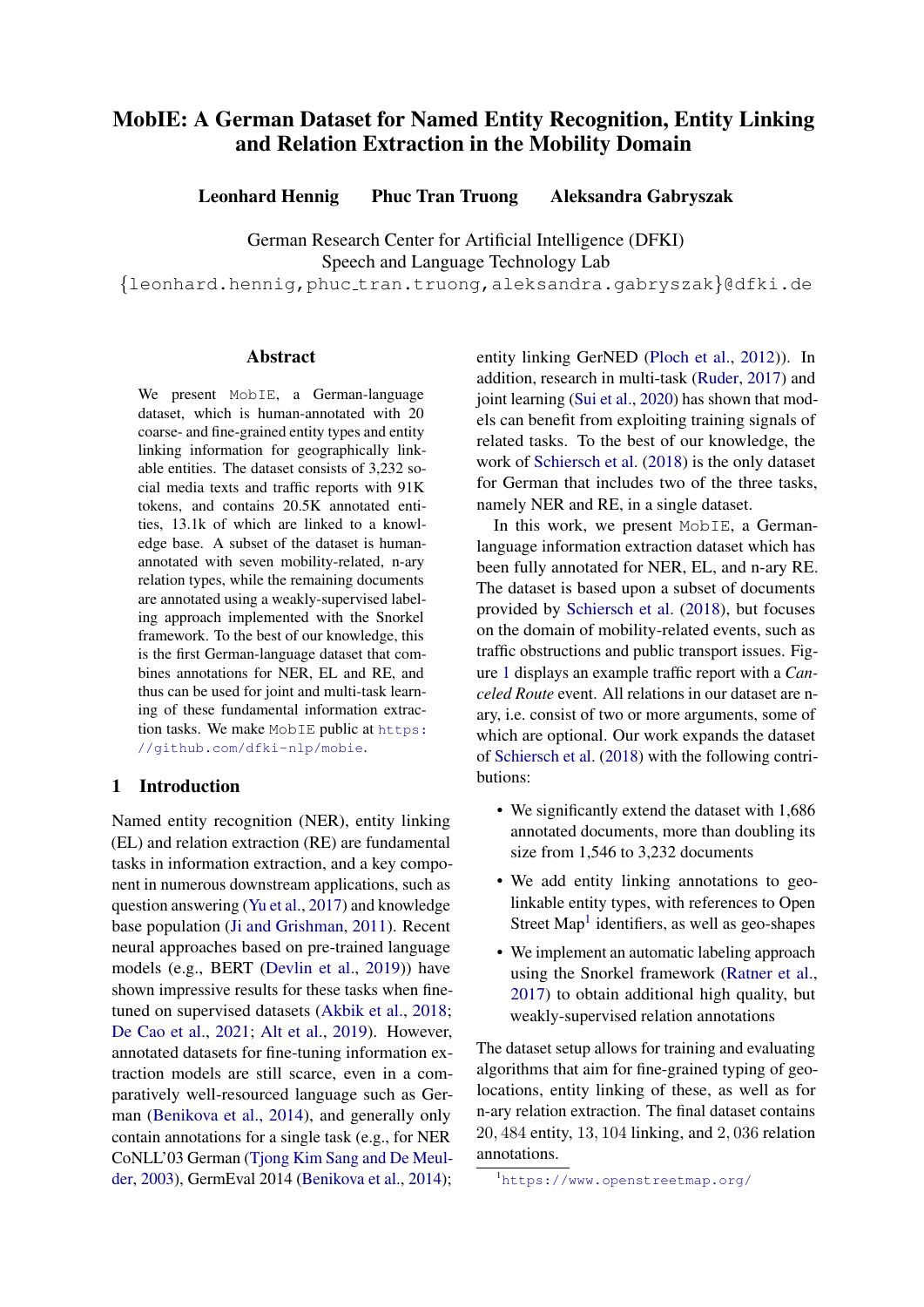# MobIE: A German Dataset for Named Entity Recognition, Entity Linking and Relation Extraction in the Mobility Domain

**Leonhard Hennig    Phuc Tran Truong    Aleksandra Gabryszak**

German Research Center for Artificial Intelligence (DFKI)
Speech and Language Technology Lab
{leonhard.hennig,phuc_tran.truong,aleksandra.gabryszak}@dfki.de

## Abstract

We present MobIE, a German-language dataset, which is human-annotated with 20 coarse- and fine-grained entity types and entity linking information for geographically linkable entities. The dataset consists of 3,232 social media texts and traffic reports with 91K tokens, and contains 20.5K annotated entities, 13.1k of which are linked to a knowledge base. A subset of the dataset is human-annotated with seven mobility-related, n-ary relation types, while the remaining documents are annotated using a weakly-supervised labeling approach implemented with the Snorkel framework. To the best of our knowledge, this is the first German-language dataset that combines annotations for NER, EL and RE, and thus can be used for joint and multi-task learning of these fundamental information extraction tasks. We make MobIE public at https://github.com/dfki-nlp/mobie.

## 1 Introduction

Named entity recognition (NER), entity linking (EL) and relation extraction (RE) are fundamental tasks in information extraction, and a key component in numerous downstream applications, such as question answering (Yu et al., 2017) and knowledge base population (Ji and Grishman, 2011). Recent neural approaches based on pre-trained language models (e.g., BERT (Devlin et al., 2019)) have shown impressive results for these tasks when fine-tuned on supervised datasets (Akbik et al., 2018; De Cao et al., 2021; Alt et al., 2019). However, annotated datasets for fine-tuning information extraction models are still scarce, even in a comparatively well-resourced language such as German (Benikova et al., 2014), and generally only contain annotations for a single task (e.g., for NER CoNLL'03 German (Tjong Kim Sang and De Meulder, 2003), GermEval 2014 (Benikova et al., 2014); entity linking GerNED (Ploch et al., 2012)). In addition, research in multi-task (Ruder, 2017) and joint learning (Sui et al., 2020) has shown that models can benefit from exploiting training signals of related tasks. To the best of our knowledge, the work of Schiersch et al. (2018) is the only dataset for German that includes two of the three tasks, namely NER and RE, in a single dataset.

In this work, we present MobIE, a German-language information extraction dataset which has been fully annotated for NER, EL, and n-ary RE. The dataset is based upon a subset of documents provided by Schiersch et al. (2018), but focuses on the domain of mobility-related events, such as traffic obstructions and public transport issues. Figure 1 displays an example traffic report with a *Canceled Route* event. All relations in our dataset are n-ary, i.e. consist of two or more arguments, some of which are optional. Our work expands the dataset of Schiersch et al. (2018) with the following contributions:

- We significantly extend the dataset with 1,686 annotated documents, more than doubling its size from 1,546 to 3,232 documents
- We add entity linking annotations to geo-linkable entity types, with references to Open Street Map[1] identifiers, as well as geo-shapes
- We implement an automatic labeling approach using the Snorkel framework (Ratner et al., 2017) to obtain additional high quality, but weakly-supervised relation annotations

The dataset setup allows for training and evaluating algorithms that aim for fine-grained typing of geo-locations, entity linking of these, as well as for n-ary relation extraction. The final dataset contains 20,484 entity, 13,104 linking, and 2,036 relation annotations.

[1] https://www.openstreetmap.org/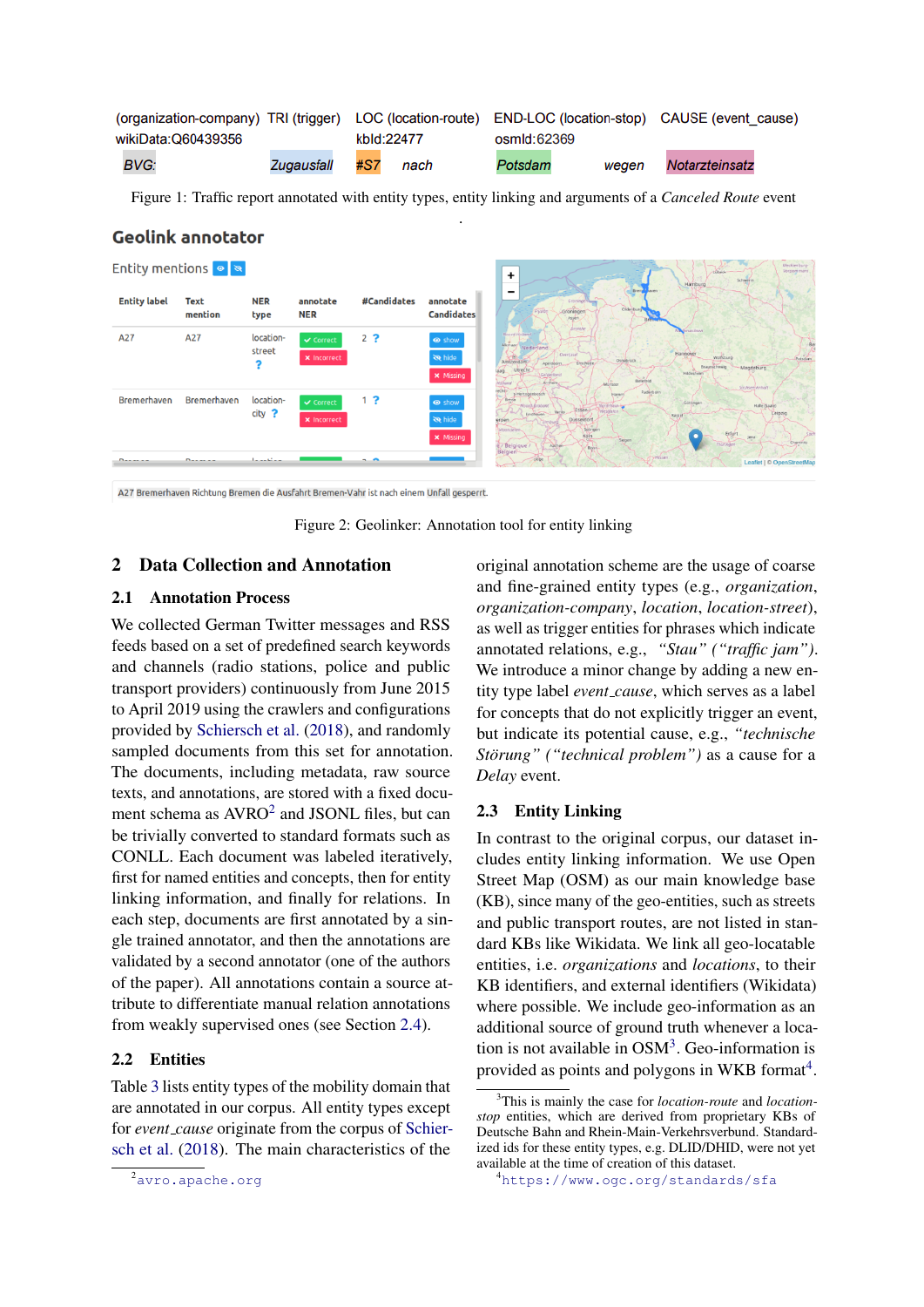(organization-company) TRI (trigger) LOC (location-route) END-LOC (location-stop) CAUSE (event_cause)
wikiData:Q60439356 kbId:22477 osmId:62369

BVG: Zugausfall #S7 nach Potsdam wegen Notarzteinsatz

Figure 1: Traffic report annotated with entity types, entity linking and arguments of a *Canceled Route* event

Figure 2: Geolinker: Annotation tool for entity linking

## 2 Data Collection and Annotation

### 2.1 Annotation Process

We collected German Twitter messages and RSS feeds based on a set of predefined search keywords and channels (radio stations, police and public transport providers) continuously from June 2015 to April 2019 using the crawlers and configurations provided by Schiersch et al. (2018), and randomly sampled documents from this set for annotation. The documents, including metadata, raw source texts, and annotations, are stored with a fixed document schema as AVRO[2] and JSONL files, but can be trivially converted to standard formats such as CONLL. Each document was labeled iteratively, first for named entities and concepts, then for entity linking information, and finally for relations. In each step, documents are first annotated by a single trained annotator, and then the annotations are validated by a second annotator (one of the authors of the paper). All annotations contain a source attribute to differentiate manual relation annotations from weakly supervised ones (see Section 2.4).

### 2.2 Entities

Table 3 lists entity types of the mobility domain that are annotated in our corpus. All entity types except for *event_cause* originate from the corpus of Schiersch et al. (2018). The main characteristics of the original annotation scheme are the usage of coarse and fine-grained entity types (e.g., *organization*, *organization-company*, *location*, *location-street*), as well as trigger entities for phrases which indicate annotated relations, e.g., *"Stau" ("traffic jam")*. We introduce a minor change by adding a new entity type label *event_cause*, which serves as a label for concepts that do not explicitly trigger an event, but indicate its potential cause, e.g., *"technische Störung" ("technical problem")* as a cause for a *Delay* event.

### 2.3 Entity Linking

In contrast to the original corpus, our dataset includes entity linking information. We use Open Street Map (OSM) as our main knowledge base (KB), since many of the geo-entities, such as streets and public transport routes, are not listed in standard KBs like Wikidata. We link all geo-locatable entities, i.e. *organizations* and *locations*, to their KB identifiers, and external identifiers (Wikidata) where possible. We include geo-information as an additional source of ground truth whenever a location is not available in OSM[3]. Geo-information is provided as points and polygons in WKB format[4].

[2] avro.apache.org

[3] This is mainly the case for *location-route* and *location-stop* entities, which are derived from proprietary KBs of Deutsche Bahn and Rhein-Main-Verkehrsverbund. Standardized ids for these entity types, e.g. DLID/DHID, were not yet available at the time of creation of this dataset.

[4] https://www.ogc.org/standards/sfa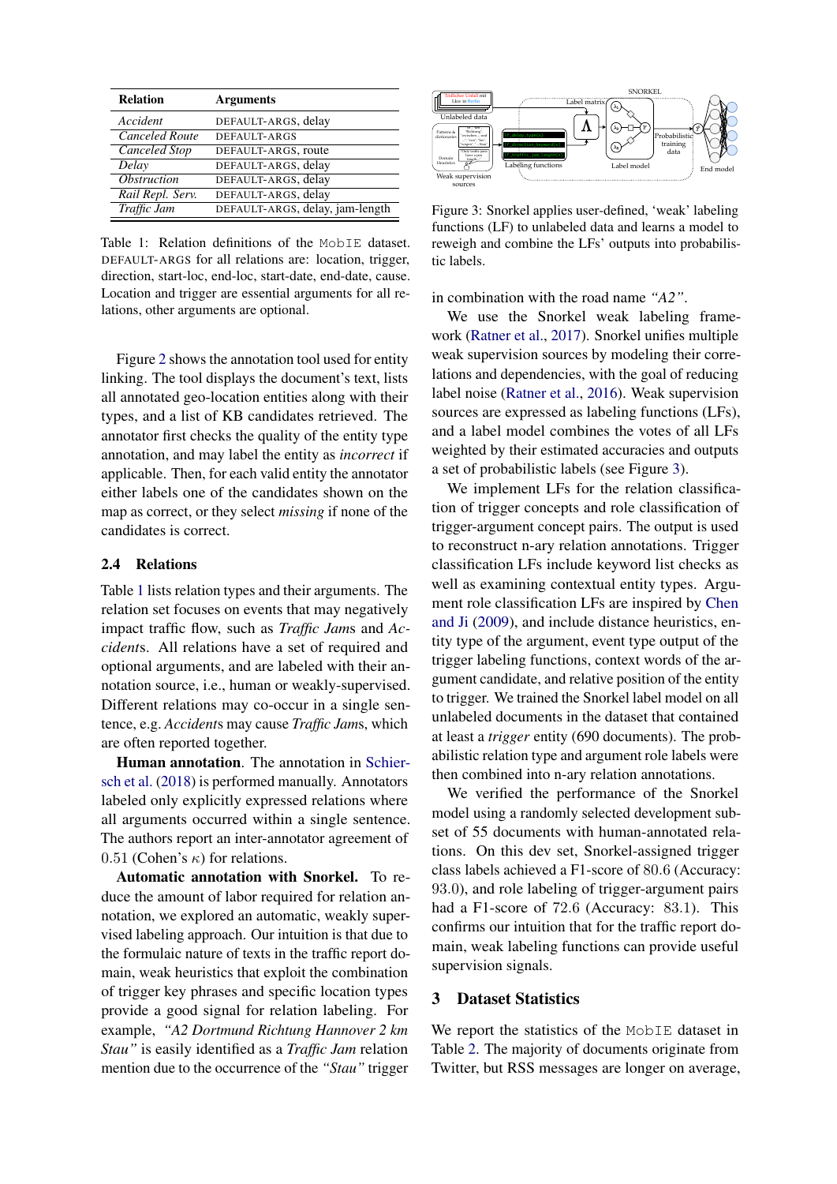| Relation | Arguments |
|---|---|
| *Accident* | DEFAULT-ARGS, delay |
| *Canceled Route* | DEFAULT-ARGS |
| *Canceled Stop* | DEFAULT-ARGS, route |
| *Delay* | DEFAULT-ARGS, delay |
| *Obstruction* | DEFAULT-ARGS, delay |
| *Rail Repl. Serv.* | DEFAULT-ARGS, delay |
| *Traffic Jam* | DEFAULT-ARGS, delay, jam-length |

Table 1: Relation definitions of the MobIE dataset. DEFAULT-ARGS for all relations are: location, trigger, direction, start-loc, end-loc, start-date, end-date, cause. Location and trigger are essential arguments for all relations, other arguments are optional.

Figure 2 shows the annotation tool used for entity linking. The tool displays the document's text, lists all annotated geo-location entities along with their types, and a list of KB candidates retrieved. The annotator first checks the quality of the entity type annotation, and may label the entity as *incorrect* if applicable. Then, for each valid entity the annotator either labels one of the candidates shown on the map as correct, or they select *missing* if none of the candidates is correct.

## 2.4 Relations

Table 1 lists relation types and their arguments. The relation set focuses on events that may negatively impact traffic flow, such as *Traffic Jam*s and *Accident*s. All relations have a set of required and optional arguments, and are labeled with their annotation source, i.e., human or weakly-supervised. Different relations may co-occur in a single sentence, e.g. *Accidents* may cause *Traffic Jam*s, which are often reported together.

**Human annotation**. The annotation in Schiersch et al. (2018) is performed manually. Annotators labeled only explicitly expressed relations where all arguments occurred within a single sentence. The authors report an inter-annotator agreement of 0.51 (Cohen's $\kappa$) for relations.

**Automatic annotation with Snorkel.** To reduce the amount of labor required for relation annotation, we explored an automatic, weakly supervised labeling approach. Our intuition is that due to the formulaic nature of texts in the traffic report domain, weak heuristics that exploit the combination of trigger key phrases and specific location types provide a good signal for relation labeling. For example, *"A2 Dortmund Richtung Hannover 2 km Stau"* is easily identified as a *Traffic Jam* relation mention due to the occurrence of the *"Stau"* trigger in combination with the road name *"A2"*.

Figure 3: Snorkel applies user-defined, 'weak' labeling functions (LF) to unlabeled data and learns a model to reweigh and combine the LFs' outputs into probabilistic labels.

We use the Snorkel weak labeling framework (Ratner et al., 2017). Snorkel unifies multiple weak supervision sources by modeling their correlations and dependencies, with the goal of reducing label noise (Ratner et al., 2016). Weak supervision sources are expressed as labeling functions (LFs), and a label model combines the votes of all LFs weighted by their estimated accuracies and outputs a set of probabilistic labels (see Figure 3).

We implement LFs for the relation classification of trigger concepts and role classification of trigger-argument concept pairs. The output is used to reconstruct n-ary relation annotations. Trigger classification LFs include keyword list checks as well as examining contextual entity types. Argument role classification LFs are inspired by Chen and Ji (2009), and include distance heuristics, entity type of the argument, event type output of the trigger labeling functions, context words of the argument candidate, and relative position of the entity to trigger. We trained the Snorkel label model on all unlabeled documents in the dataset that contained at least a *trigger* entity (690 documents). The probabilistic relation type and argument role labels were then combined into n-ary relation annotations.

We verified the performance of the Snorkel model using a randomly selected development subset of 55 documents with human-annotated relations. On this dev set, Snorkel-assigned trigger class labels achieved a F1-score of 80.6 (Accuracy: 93.0), and role labeling of trigger-argument pairs had a F1-score of 72.6 (Accuracy: 83.1). This confirms our intuition that for the traffic report domain, weak labeling functions can provide useful supervision signals.

# 3 Dataset Statistics

We report the statistics of the MobIE dataset in Table 2. The majority of documents originate from Twitter, but RSS messages are longer on average,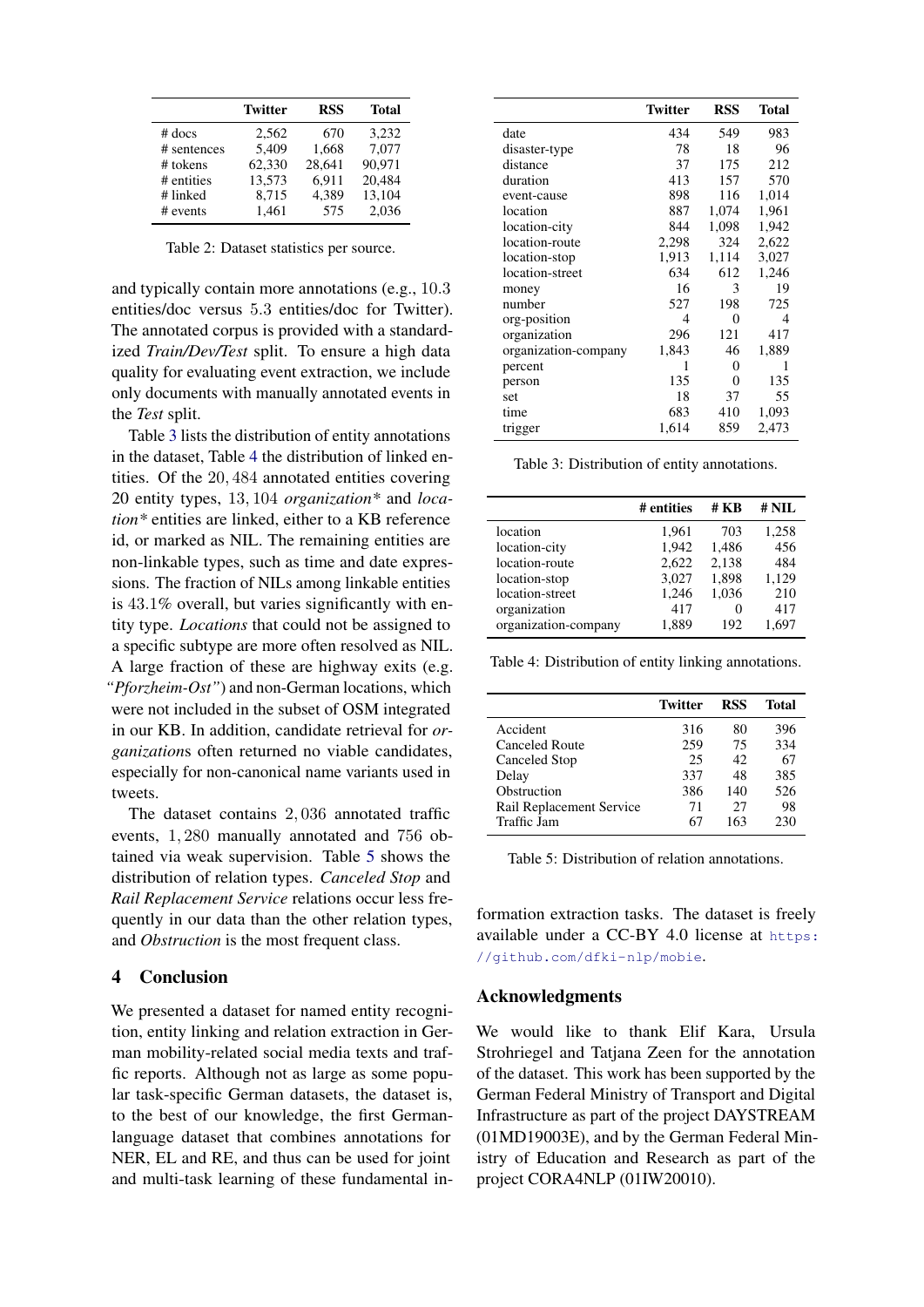|  | Twitter | RSS | Total |
|---|---|---|---|
| # docs | 2,562 | 670 | 3,232 |
| # sentences | 5,409 | 1,668 | 7,077 |
| # tokens | 62,330 | 28,641 | 90,971 |
| # entities | 13,573 | 6,911 | 20,484 |
| # linked | 8,715 | 4,389 | 13,104 |
| # events | 1,461 | 575 | 2,036 |

Table 2: Dataset statistics per source.

and typically contain more annotations (e.g., 10.3 entities/doc versus 5.3 entities/doc for Twitter). The annotated corpus is provided with a standardized *Train/Dev/Test* split. To ensure a high data quality for evaluating event extraction, we include only documents with manually annotated events in the *Test* split.

Table 3 lists the distribution of entity annotations in the dataset, Table 4 the distribution of linked entities. Of the 20,484 annotated entities covering 20 entity types, 13,104 *organization\** and *location\** entities are linked, either to a KB reference id, or marked as NIL. The remaining entities are non-linkable types, such as time and date expressions. The fraction of NILs among linkable entities is 43.1% overall, but varies significantly with entity type. *Locations* that could not be assigned to a specific subtype are more often resolved as NIL. A large fraction of these are highway exits (e.g. *"Pforzheim-Ost"*) and non-German locations, which were not included in the subset of OSM integrated in our KB. In addition, candidate retrieval for *organization*s often returned no viable candidates, especially for non-canonical name variants used in tweets.

The dataset contains 2,036 annotated traffic events, 1,280 manually annotated and 756 obtained via weak supervision. Table 5 shows the distribution of relation types. *Canceled Stop* and *Rail Replacement Service* relations occur less frequently in our data than the other relation types, and *Obstruction* is the most frequent class.

## 4 Conclusion

We presented a dataset for named entity recognition, entity linking and relation extraction in German mobility-related social media texts and traffic reports. Although not as large as some popular task-specific German datasets, the dataset is, to the best of our knowledge, the first German-language dataset that combines annotations for NER, EL and RE, and thus can be used for joint and multi-task learning of these fundamental information extraction tasks. The dataset is freely available under a CC-BY 4.0 license at https://github.com/dfki-nlp/mobie.

|  | Twitter | RSS | Total |
|---|---|---|---|
| date | 434 | 549 | 983 |
| disaster-type | 78 | 18 | 96 |
| distance | 37 | 175 | 212 |
| duration | 413 | 157 | 570 |
| event-cause | 898 | 116 | 1,014 |
| location | 887 | 1,074 | 1,961 |
| location-city | 844 | 1,098 | 1,942 |
| location-route | 2,298 | 324 | 2,622 |
| location-stop | 1,913 | 1,114 | 3,027 |
| location-street | 634 | 612 | 1,246 |
| money | 16 | 3 | 19 |
| number | 527 | 198 | 725 |
| org-position | 4 | 0 | 4 |
| organization | 296 | 121 | 417 |
| organization-company | 1,843 | 46 | 1,889 |
| percent | 1 | 0 | 1 |
| person | 135 | 0 | 135 |
| set | 18 | 37 | 55 |
| time | 683 | 410 | 1,093 |
| trigger | 1,614 | 859 | 2,473 |

Table 3: Distribution of entity annotations.

|  | # entities | # KB | # NIL |
|---|---|---|---|
| location | 1,961 | 703 | 1,258 |
| location-city | 1,942 | 1,486 | 456 |
| location-route | 2,622 | 2,138 | 484 |
| location-stop | 3,027 | 1,898 | 1,129 |
| location-street | 1,246 | 1,036 | 210 |
| organization | 417 | 0 | 417 |
| organization-company | 1,889 | 192 | 1,697 |

Table 4: Distribution of entity linking annotations.

|  | Twitter | RSS | Total |
|---|---|---|---|
| Accident | 316 | 80 | 396 |
| Canceled Route | 259 | 75 | 334 |
| Canceled Stop | 25 | 42 | 67 |
| Delay | 337 | 48 | 385 |
| Obstruction | 386 | 140 | 526 |
| Rail Replacement Service | 71 | 27 | 98 |
| Traffic Jam | 67 | 163 | 230 |

Table 5: Distribution of relation annotations.

## Acknowledgments

We would like to thank Elif Kara, Ursula Strohriegel and Tatjana Zeen for the annotation of the dataset. This work has been supported by the German Federal Ministry of Transport and Digital Infrastructure as part of the project DAYSTREAM (01MD19003E), and by the German Federal Ministry of Education and Research as part of the project CORA4NLP (01IW20010).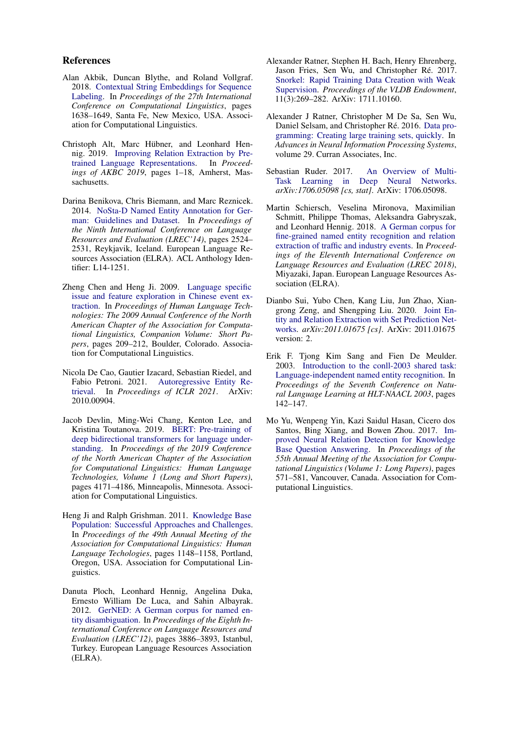## References

Alan Akbik, Duncan Blythe, and Roland Vollgraf. 2018. Contextual String Embeddings for Sequence Labeling. In *Proceedings of the 27th International Conference on Computational Linguistics*, pages 1638–1649, Santa Fe, New Mexico, USA. Association for Computational Linguistics.

Christoph Alt, Marc Hübner, and Leonhard Hennig. 2019. Improving Relation Extraction by Pretrained Language Representations. In *Proceedings of AKBC 2019*, pages 1–18, Amherst, Massachusetts.

Darina Benikova, Chris Biemann, and Marc Reznicek. 2014. NoSta-D Named Entity Annotation for German: Guidelines and Dataset. In *Proceedings of the Ninth International Conference on Language Resources and Evaluation (LREC'14)*, pages 2524–2531, Reykjavik, Iceland. European Language Resources Association (ELRA). ACL Anthology Identifier: L14-1251.

Zheng Chen and Heng Ji. 2009. Language specific issue and feature exploration in Chinese event extraction. In *Proceedings of Human Language Technologies: The 2009 Annual Conference of the North American Chapter of the Association for Computational Linguistics, Companion Volume: Short Papers*, pages 209–212, Boulder, Colorado. Association for Computational Linguistics.

Nicola De Cao, Gautier Izacard, Sebastian Riedel, and Fabio Petroni. 2021. Autoregressive Entity Retrieval. In *Proceedings of ICLR 2021*. ArXiv: 2010.00904.

Jacob Devlin, Ming-Wei Chang, Kenton Lee, and Kristina Toutanova. 2019. BERT: Pre-training of deep bidirectional transformers for language understanding. In *Proceedings of the 2019 Conference of the North American Chapter of the Association for Computational Linguistics: Human Language Technologies, Volume 1 (Long and Short Papers)*, pages 4171–4186, Minneapolis, Minnesota. Association for Computational Linguistics.

Heng Ji and Ralph Grishman. 2011. Knowledge Base Population: Successful Approaches and Challenges. In *Proceedings of the 49th Annual Meeting of the Association for Computational Linguistics: Human Language Techologies*, pages 1148–1158, Portland, Oregon, USA. Association for Computational Linguistics.

Danuta Ploch, Leonhard Hennig, Angelina Duka, Ernesto William De Luca, and Sahin Albayrak. 2012. GerNED: A German corpus for named entity disambiguation. In *Proceedings of the Eighth International Conference on Language Resources and Evaluation (LREC'12)*, pages 3886–3893, Istanbul, Turkey. European Language Resources Association (ELRA).

Alexander Ratner, Stephen H. Bach, Henry Ehrenberg, Jason Fries, Sen Wu, and Christopher Ré. 2017. Snorkel: Rapid Training Data Creation with Weak Supervision. *Proceedings of the VLDB Endowment*, 11(3):269–282. ArXiv: 1711.10160.

Alexander J Ratner, Christopher M De Sa, Sen Wu, Daniel Selsam, and Christopher Ré. 2016. Data programming: Creating large training sets, quickly. In *Advances in Neural Information Processing Systems*, volume 29. Curran Associates, Inc.

Sebastian Ruder. 2017. An Overview of Multi-Task Learning in Deep Neural Networks. *arXiv:1706.05098 [cs, stat]*. ArXiv: 1706.05098.

Martin Schiersch, Veselina Mironova, Maximilian Schmitt, Philippe Thomas, Aleksandra Gabryszak, and Leonhard Hennig. 2018. A German corpus for fine-grained named entity recognition and relation extraction of traffic and industry events. In *Proceedings of the Eleventh International Conference on Language Resources and Evaluation (LREC 2018)*, Miyazaki, Japan. European Language Resources Association (ELRA).

Dianbo Sui, Yubo Chen, Kang Liu, Jun Zhao, Xiangrong Zeng, and Shengping Liu. 2020. Joint Entity and Relation Extraction with Set Prediction Networks. *arXiv:2011.01675 [cs]*. ArXiv: 2011.01675 version: 2.

Erik F. Tjong Kim Sang and Fien De Meulder. 2003. Introduction to the conll-2003 shared task: Language-independent named entity recognition. In *Proceedings of the Seventh Conference on Natural Language Learning at HLT-NAACL 2003*, pages 142–147.

Mo Yu, Wenpeng Yin, Kazi Saidul Hasan, Cicero dos Santos, Bing Xiang, and Bowen Zhou. 2017. Improved Neural Relation Detection for Knowledge Base Question Answering. In *Proceedings of the 55th Annual Meeting of the Association for Computational Linguistics (Volume 1: Long Papers)*, pages 571–581, Vancouver, Canada. Association for Computational Linguistics.